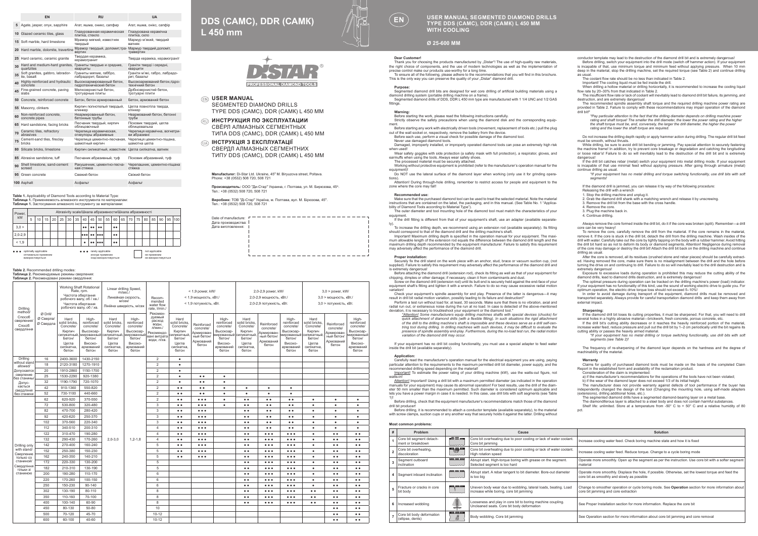| | EN | RU | UA |
|---|---|---|---|
| 5 | Agate, jasper, onyx, sapphire | Агат, яшма, оникс, сапфир | Агат, яшма, онікс, сапфір |
| 10 | Glazed ceramic tiles, glass | Глазурованная керамическая плитка, стекло | Глазурована керамічна плитка, скло |
| 15 | Soft marble, hard limestone | Мрамор мягкий, известняк твердый | Мармур м'який, твердий вапняк |
| 20 | Hard marble, dolomite, travertine | Мрамор твердый, доломит,травертин | Мармур твердий,доломіт, травертин |
| 25 | Hard ceramic, ceramic granite | Твердая керамика, керамогранит | Тверда кераміка, керамограніт |
| 30 | Hard and medium-hard granites, quartzites | Граниты твердые и средние, кварциты | Граніти тверді і середні, кварцити |
| 35 | Soft granites, gabbro, labradorite, basalt | Граниты мягкие, габбро, лабрадорит, базальт | Граніти м'які, габро, лабрадорит, базальт |
| 40 | Highly-reinforced and hydraulic concrete | Высокоармированный бетон, гидротехнический бетон | Високоармований бетон,гідротехнічний бетон |
| 45 | Fine-grained concrete, paving slabs | Мелкозернистый бетон, тротуарные плиты | Дрібнозернистий бетон, тротуарні плити |
| 50 | Concrete, reinforced concrete | Бетон, бетон армированный | Бетон, армований бетон |
| 55 | Masonry, clinkers | Кирпич полнотелый твердый, клинкер | Цегла повнотіла тверда, клінкер |
| 60 | Non-reinforced concrete, concrete pipes | Неармированный бетон, бетонные трубы | Неармований бетон, бетонні труби |
| 65 | Hard sandstone, facing bricks | Песчаник твердый, кирпич облицовочный | Пісковик твердий, цегла облицювальна |
| 70 | Ceramic tiles, refractory abrasives | Черепица керамическая, огнеупоры абразивные | Черепиця керамічна, вогнетриви абразивні |
| 75 | Cement-sand tiles, fireclay bricks | Черепица цементно-песчаная, шамотный кирпич | Черепиця цементно-піщана, шамотна цегла |
| 80 | Silicate bricks, limestone | Кирпич силикатный, известняк | Цегла силікатна, вапняк |
| 85 | Abrasive sandstone, tuff | Песчаник абразивный, туф | Пісковик абразивний, туф |
| 90 | Shell limestone, sand-cement screed | Ракушечник, цементно-песчаная стяжка | Черепашник, цементно-піщана стяжка |
| 95 | Green concrete | Свежий бетон | Свіжий бетон |
| 100 | Asphalt | Асфальт | Асфальт |

**Table 1.** Applicability of Diamond Tools according to Material Type:
**Таблица 1.** Применяемость алмазного инструмента по материалам:
**Таблиця 1.** Застосування алмазного інструменту за матеріалами:

| Power, kW | Abrasivity scale/Шкала абразивности/Шкала абразивності | | | | | | | | | | | | | | | | | | | |
|---|---|---|---|---|---|---|---|---|---|---|---|---|---|---|---|---|---|---|---|---|
| | 5 | 10 | 15 | 20 | 25 | 30 | 35 | 40 | 45 | 50 | 55 | 60 | 65 | 70 | 75 | 80 | 85 | 90 | 95 | 100 |
| 3,0 > | | | | | | | | ●● | ●● | ●● | | ●● | | | | | | | | |
| 2,0-2,9 | | | | | | | | ●●● | ●● | ●●● | | ●● | | | | | | | | |
| < 1,9 | | | | | | | | ● | ●● | ●●● | | ●● | | | | | | | | |

●●● optimally applicable / оптимально применим / використовується
● rarely applicable / иногда применим / іноді використовується
not applicable / не применим / не використовується

**Table 2.** Recommended drilling modes:
**Таблица 2.** Рекомендуемые режимы сверления:
**Таблиця 2.** Рекомендовані режими свердління:

| Drilling method/ Способ сверления/ Спосіб свердління | Ø Drill/ Ø Сверла/ Ø Свердла | Working Shaft Rotational Rate, rpm./ Частота обертания рабочего валу, об / хв./ Частота обертання робочого валу, об / хв. | | Linear drilling Speed, m/sec./ Линейная скорость, м/сек/ Лінійна швидкість, м/сек | | Recommended water flow rate, l/min./ Рекомендуемый расход воды, л/мин./ Рекомендовані витрата води, л/хв. | < 1,9 power, kW/ < 1,9 мощность, кВт./ < 1,9 потужність, кВт. | | | 2,0-2,9 power, kW/ 2,0-2,9 мощность, кВт./ 2,0-2,9 потужність, кВт. | | | 3,0 > power, kW/ 3,0 > мощность, кВт./ 3,0 > потужність, кВт. | | |
|---|---|---|---|---|---|---|---|---|---|---|---|---|---|---|---|
| | | Hard solid bricks, Concrete/ Кирпич силикатный, Бетон/ Цегла силікатна, бетон | High-reinforced concrete/ Высокоармированный бетон/ Високоармований бетон | Hard solid bricks, Concrete/ Кирпич силикатный, Бетон/ Цегла силікатна, бетон | High-reinforced concrete/ Высокоармированный бетон/ Високоармований бетон | | Hard solid bricks, Concrete/ Кирпич силикатный, Бетон/ Цегла силікатна, бетон | Reinforced concrete/ Армированный бетон/ Армований бетон | High-reinforced concrete/ Высокоармированный бетон/ Високоармований бетон | Hard solid bricks, Concrete/ Кирпич силикатный, Бетон/ Цегла силікатна, бетон | Reinforced concrete/ Армированный бетон/ Армований бетон | High-reinforced concrete/ Высокоармированный бетон/ Високоармований бетон | Hard solid bricks, Concrete/ Кирпич силикатный, Бетон/ Цегла силікатна, бетон | Reinforced concrete/ Армированный бетон/ Армований бетон | High-reinforced concrete/ Высокоармированный бетон/ Високоармований бетон |
| Drilling without stand allowed/ Допускается сверление без станины/ Допускається свердління без станини | 16 | 2400-3600 | 1430-2150 | 2,0-3,0 | 1,2-1,8 | 2 | ● | | | | | | | | |
| | 18 | 2120-3180 | 1270-1910 | | | 2 | ● | | | | | | | | |
| | 20 | 1910-2860 | 1150-1700 | | | 2 | ● | | | | | | | | |
| | 25 | 1530-2290 | 920-1380 | | | 2 | ● | ●● | ● | | | | | | |
| | 32 | 1190-1790 | 720-1070 | | | 2 | ● | ●● | ● | | | | | | |
| | 42 | 910-1360 | 550-820 | | | 2 | ●● | ●● | ● | ● | ● | ● | | | |
| | 52 | 730-1100 | 440-660 | | | 2 | ●● | ●● | ● | ● | ● | ● | | | |
| Drilling only with stand/ Сверление только со станиной/ Свердління тільки зі станиною | 62 | 620-920 | 370-550 | | | 2 | ●● | ●●● | ● | ●● | ●● | ●● | ● | ● | ● |
| | 72 | 530-800 | 320-480 | | | 3 | ●● | ●●● | ● | ●● | ●● | ●● | ● | ● | ● |
| | 82 | 470-700 | 280-420 | | | 3 | ●● | ●●● | | ●● | ●● | ●● | ● | ● | ● |
| | 92 | 420-620 | 250-370 | | | 3 | ●● | ●●● | | ●● | ●● | ●● | ● | ● | ● |
| | 102 | 370-560 | 220-340 | | | 3 | ●● | ●●● | | ●● | ●● | ●● | ● | ● | ● |
| | 112 | 340-510 | 200-310 | | | 4 | ●● | ●●● | | ●● | ●● | ●● | ● | ● | ● |
| | 122 | 310-470 | 190-280 | | | 4 | ●● | ●●● | | ●● | ●●● | ●●● | ● | ●● | ●● |
| | 132 | 290-430 | 170-260 | | | 4 | ●● | ●●● | | ●● | ●●● | ●●● | ● | ●● | ●● |
| | 142 | 270-400 | 160-240 | | | 5 | ●● | ●●● | | ●● | ●●● | ●●● | ● | ●● | ●● |
| | 152 | 250-380 | 150-230 | | | 5 | ●● | ●●● | | ●● | ●●● | ●●● | ● | ●● | ●● |
| | 162 | 240-350 | 140-210 | | | 5 | ●● | ●●● | | ●● | ●●● | ●●● | ● | ●● | ●● |
| | 172 | 220-330 | 130-200 | | | 5 | | | | ●● | ●●● | ●●● | ● | ●● | ●● |
| | 182 | 210-310 | 130-190 | | | 5 | | | | ●● | ●●● | ●●● | ● | ●● | ●● |
| | 200 | 190-280 | 110-170 | | | 6 | | | | ●● | ●●● | ●●● | ● | ●● | ●● |
| | 220 | 170-260 | 100-150 | | | 6 | | | | ●● | ●●● | ●●● | ● | ●● | ●● |
| | 250 | 150-230 | 90-140 | | | 6 | | | | ●● | ●●● | ●●● | ● | ●● | ●● |
| | 302 | 130-190 | 80-110 | | | 8 | | | | ●● | ●●● | ●●● | ●● | ●● | ●● |
| | 350 | 110-160 | 70-100 | | | 8 | | | | ●● | ●●● | ●●● | ●● | ●● | ●● |
| | 400 | 100-140 | 60-90 | | | 8 | | | | ●● | ●●● | ●●● | ●● | ●● | ●● |
| | 450 | 80-130 | 50-80 | | | 10 | | | | | | | | ●● | ●● |
| | 500 | 70-120 | 45-70 | | | 10-12 | | | | | | | | ●● | ●● |
| | 600 | 60-100 | 40-60 | | | 10-12 | | | | | | | | ●● | ●● |

# DDS (САМС), DDR (САМК) L 450 mm

DISTAR® PROFESSIONAL DIAMOND TOOLS

## (EN) USER MANUAL
SEGMENTED DIAMOND DRILLS
TYPE DDS (САМС), DDR (САМК) L 450 MM

## (RU) ИНСТРУКЦИЯ ПО ЭКСПЛУАТАЦИИ
СВЁРЛ АЛМАЗНЫХ СЕГМЕНТНЫХ
ТИПА DDS (САМС), DDR (САМК) L 450 MM

## (UA) ІНСТРУКЦІЯ З ЕКСПЛУАТАЦІЇ
СВЕРДЛ АЛМАЗНИХ СЕГМЕНТНИХ
ТИПУ DDS (САМС), DDR (САМК) L 450 MM

**Manufacturer:** Di-Star Ltd. Ukraine, 45^A M. Biryuzova street, Poltava. Phone: +38 (0532) 508 720, 508 721

**Производитель:** ООО "Ди-Стар" Украина, г. Полтава, ул. М. Бирюзова, 45^A. Тел.: +38 (0532) 508 720, 508 721

**Виробник:** ТОВ "Ді-Стар" Україна, м. Полтава, вул. М. Бірюзова, 45^A. Тел.: +38 (0532) 508 720, 508 721

Date of manufacture:
Дата производства:
Дата виготовлення:

# (EN) USER MANUAL SEGMENTED DIAMOND DRILLS TYPE DDS (САМС), DDR (САМК) L 450 MM WITH COOLING

## Ø 25-600 MM

**Dear Customer!**

Thank you for choosing the products manufactured by „Distar"! The use of high-quality raw materials, the right choice of components, and the use of modern technologies as well as the implementation of precise control make our products use-worthy for a long time.

To ensure all of the following, please adhere to the recommendations that you will find in this brochure. This is the only way you can preserve the quality of your „Distar" diamond drill.

**Purpose:**

Segmented diamond drill bits are designed for wet core drilling of artificial building materials using a diamond drilling system (portable drilling machine on a frame).

Segmented diamond drills of DDS, DDR L 450 mm type are manufactured with 1 1/4 UNC and 1/2 GAS fittings.

**Warning:**

Before starting the work, please read the following instructions carefully.

Strictly observe the safety precautions when using the diamond disk and the corresponding equipment.

Before starting any work with electrically driven tools (movement, replacement of tools etc.) pull the plug out of the wall socket or, respectively, remove the battery from the device.

Before each use, perform a visual check for possible damage of the diamond tool.

Never use damaged drill tools.

Damaged, improperly installed, or improperly operated diamond tools can pose an extremely high risk when used!

Wear safety goggles with side protection (a safety mask with full protection), a respirator, gloves, and earmuffs when using the tools. Always wear safety shoes.

The processed material must be securely attached.

Working without protective equipment is prohibited (refer to the manufacturer's operation manual for the equipment)!

Do NOT use the lateral surface of the diamond layer when working (only use it for grinding operations).

Attention! During through-hole drilling, remember to restrict access for people and equipment to the zone where the core may fall!

**Recommended use:**

Make sure that the purchased diamond tool can be used to treat the selected material. Note the material instructions that are contained on the label, the packaging, and in this manual. (See Table No. 1 "Applicability of Diamond Tools according to Material Type").

The outer diameter and tool mounting hole of the diamond tool must match the characteristics of your equipment.

If the drill fitting is different from that of your equipment's shaft, use an adapter (available separately).

To increase the drilling depth, we recommend using an extension rod (available separately). Its fitting should correspond to that of the diamond drill and the drilling machine's shaft.

Important! Maximum drilling depth is specified in the operation manual for your equipment. The maximum allowable length of the extension rod equals the difference between the diamond drill length and the maximum drilling depth recommended by the equipment manufacturer. Failure to satisfy this requirement may adversely affect the performance of the diamond drill.

**Proper installation:**

Securely fix the drill stand on the work piece with an anchor, stud, brace or vacuum suction cup, (not supplied). Failure to satisfy this requirement may adversely affect the performance of the diamond drill and is extremely dangerous!

Before attaching the diamond drill (extension rod), check its fitting as well as that of your equipment for chipping, dimples or other damage; if necessary, clean it from contaminants and dust.

Screw on the diamond drill (extension rod) until its butt end is securely held against the end-face of your equipment shaft's fitting and tighten it with a wrench. Failure to do so may cause excessive radial motion variation!

Check your equipment's spindle assembly for end play. Presence of the latter is dangerous—it may result in drill bit radial motion variation, possibly leading to its failure and destruction!"

Perform a test run without load for, at least, 30 seconds. Make sure that there is no vibration, axial and radial run out, or extraneous noise during the run at no load. In case is detected of the above-mentioned deviation, it is necessary to troubleshoot your equipment or the diamond tool."

*"Attention! Some manufacturers equip drilling machines shafts with special devices (chucks) for quick attachment of diamond drills (with a flexible fitting). In such situations the rigid attachment of the drill to the drilling machine's shaft is impossible and these devices serve as a drill self-centring tool during drilling. In drilling machines with such devices, it may be difficult to evaluate the presence of spindle assembly end-play. Furthermore, during the no-load test run, the radial motion variation of the diamond drill may occur.*

If your equipment has no drill bit cooling functionality, you must use a special adapter to feed water inside the drill bit (available separately).

**Application:**

Carefully read the manufacturer's operation manual for the electrical equipment you are using, paying particular attention to the requirements to the maximum permitted drill bit diameter, power supply, and the recommended drilling speed depending on the material!

Important! To estimate the power rating of your drilling machine (kW), use the watts-out figure, not watts-in!

Attention! Important! Using a drill bit with a maximum permitted diameter (as indicated in the operation manuals for your equipment) may cause its abnormal operation! For best results, use the drill of the diameter 50 mm smaller than the maximum permitted. Such diameter is considered optimum applicable and lets you have a power margin in case it is needed. In this case, use drill bits with soft segments (see Table 1)!

Before drilling, check that the equipment manufacturer's recommendations match those of the diamond drill bit producer!

Before drilling, it is recommended to attach a conductor template (available separately), to the material with screw clamps, suction cups or any another way that securely holds it against the latter. Drilling without conductor template may lead to destruction of the diamond drill bit and is extremely dangerous!

Before drilling, switch your equipment into the drill mode (switch off hammer action). If your equipment is incapable of that, use minimum torque and minimum feed without applying pressure. When 10 mm deep in the material, stop the drilling machine, set the required torque (see Table 2) and continue drilling as usual.

The coolant flow rate should be no less than indicated in Table 2.

Important! The cooling liquid must be fed inside the drill.

When drilling a hollow material or drilling horizontally, it is recommended to increase the cooling liquid flow rate by 20–30% from that indicated in Table 2.

The insufficient flow rate or lack of coolant will inevitably lead to diamond drill bit failure, its jamming, and destruction, and are extremely dangerous!

The recommended spindle assembly shaft torque and the required drilling machine power rating are provided in Table 2. Failure to comply with these recommendations may impair operation of the diamond drill bit!"

*"Pay particular attention to the fact that the drilling diameter depends on drilling machine power rating and shaft torque! The smaller the drill diameter, the lower the power rating and the higher the shaft torque must be, and, conversely, the larger the drill diameter, the higher the power rating and the lower the shaft torque are required.*

Do not increase the drilling depth rapidly or apply hammer action during drilling. The regular drill bit feed must be smooth, without thrusts.

While drilling, be sure to avoid drill bit bending or jamming. Pay special attention to securely fastening the machine frame! In addition, try to prevent core breakage or degradation and catching the longitudinal or loose rebar's! Failure to do so will inevitably lead to the destruction of the drill bit and is extremely dangerous!

If the drill bit catches rebar (metal) switch your equipment into metal drilling mode. If your equipment is incapable of that use minimal feed without applying pressure. After going through armature (metal) continue drilling as usual.

*"If your equipment has no metal drilling and torque switching functionality, use drill bits with soft segments!*

If the diamond drill is jammed, you can release it by way of the following procedure:
Releasing the drill with a wrench
1. Stop the drilling machine and unplug it.
2. Grab the diamond drill shank with a matching wrench and release it by unscrewing.
3. Remove the drill bit from the base with the cross handle.
4. Remove the core.
3. Plug the machine back in.
4. Continue drilling.

Always remove the core formed inside the drill bit, do it if the core was broken (split). Remember—a drill core can be very heavy!

To remove the core, carefully remove the drill from the material. If the core remains in the material, remove it. If the core is stuck in the drill bit, detach the drill from the drilling machine. Wash insides of the drill with water. Carefully take out the core by lightly tapping on the body with a rubber hammer. Avoid hitting the drill bit hard so as not to deform its body or diamond segments. Attention! Negligence during removal of the core may damage or destroy the drill bit! Attach the drill bit back on the drilling machine and continue drilling as usual.

After the core is removed, all its residues (crushed stone and rebar pieces) should be carefully extracted. Having removed the core, make sure there is no misalignment between the drill and the hole before turning the drive on and continuing to drill. Failure to do so will inevitably lead to the drill destruction and is extremely dangerous!

Exposure to excessive loads during operation is prohibited this may reduce the cutting ability of the diamond drills, lead to diamond drills destruction, and is extremely dangerous!

The optimal pressure during operation can be tracked on the drilling machine's power (load) indicator. If your equipment has no functionality of this kind, use the sound of working electric drive to guide you. For optimum operation, the electric drive torque loss should not exceed 5–10%!

In order to avoid damage during transport of the equipment, diamond drills must be removed and transported separately. Always provide for careful transportation diamond drills and keep them away from external impact.

**Sharpening:**

If the diamond drill bit loses its cutting properties, it must be sharpened. For that, you will need to drill several holes in a highly abrasive material—brickwork, fresh concrete, porous concrete, etc.

If the drill bit's cutting ability decreases or it reaches the heavily reinforced portion of the material, increase water feed, reduce pressure and pull out the drill bit by 1–2 cm periodically until the bit regains its cutting ability or passes the heavily armed material.

*"If your equipment has no metal drilling or torque switching functionality, use drill bits with soft segments (see Table 2)!*

The frequency of re-sharpening of the diamond layer depends on the hardness and the degree of machinability of the material.

**Warranty**

Claims for quality of purchased diamond tools must be made on the basis of the completed Claim Report in the established form and availability of the reclamation product.

Consideration of the claim is implemented:
a) if the manufacturer's recommendations for the operations of the tools have not been violated;
b) if the wear of the diamond layer does not exceed 1/3 of its initial height.

The manufacturer does not provide warranty against defects of tool performance if the buyer has independently changed the design of the tool (Changing the mounting hole, using self-made adapters (extensions), drilling additional holes, etc.).

The segmented diamond drills have a segmented diamond-bearing layer on a metal base.

The diamondiferous layer is attached to a steel body and does not contain harmful substances.

Shelf life: unlimited. Store at a temperature from -50° C to + 50° C and a relative humidity of 80 pct.

**Most common problems:**

| # | Problem | Cause | Solution |
|---|---|---|---|
| 1 | Core bit segment detachment or breakdown | Core bit overheating due to poor cooling or lack of water coolant. Core bit jamming | Increase using water feed. Check boring machine state and how it is fixed |
| 2 | Core bit overheating, discoloration | Core bit overheating due to poor cooling or lack of water coolant. High rotation speed | Increase using water feed. Reduce torque. Change to a cycle boring mode |
| 3 | Segment outboard inclination | Abrupt start. High-torque boring with grease on the segment. Selected segment is too hard | Operate more smoothly. Open up the segment as per the instruction. Use core bit with a softer segment material |
| 4 | Segment inboard inclination | Abrupt start. A rebar tangent to bit diameter. Bore-out diameter is too big | Operate more smoothly. Displace the hole, if possible. Otherwise, set the lowest torque and feed the core bit as smoothly and slowly as possible |
| 5 | Fracture or cracks in core bit body | Uneven body wear due to wobbling, lateral loads, beating. Load increase while boring, core bit jamming | Change to smoother operation or cycle boring mode. See **Operation** section for more information about core bit jamming and core extraction |
| 6 | Increased wobbling | Looseness and play in core bit to boring machine coupling. Uncleaned seats. Core bit body deformation | See Proper Installation section for more information. Replace the core bit |
| 7 | Core bit body deformation (ellipse, dents) | Body wobbling. Core bit jamming | See Operation section for more information about core bit jamming and core removal |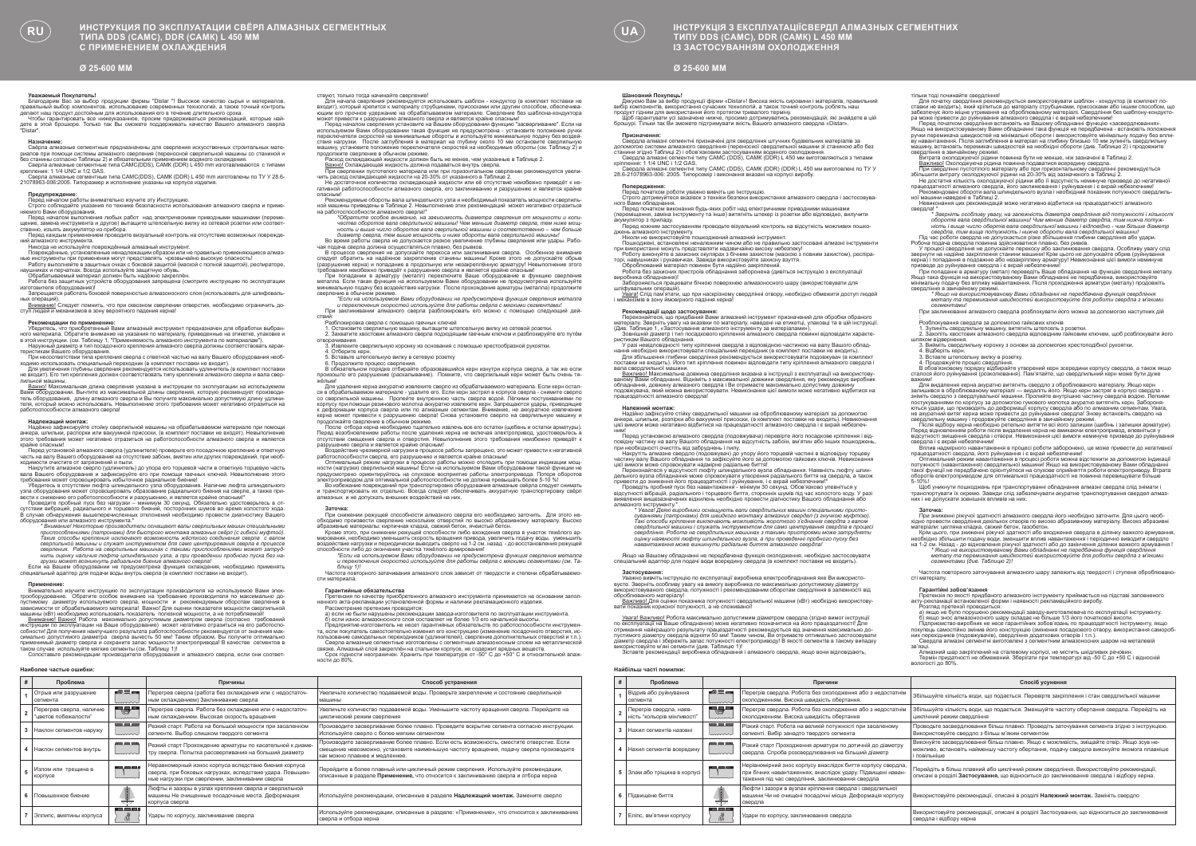# ИНСТРУКЦИЯ ПО ЭКСПЛУАТАЦИИ СВЁРЛ АЛМАЗНЫХ СЕГМЕНТНЫХ ТИПА DDS (CAMC), DDR (CAMK) L 450 MM С ПРИМЕНЕНИЕМ ОХЛАЖДЕНИЯ

## Ø 25-600 MM

**Уважаемый Покупатель!**

Благодарим Вас за выбор продукции фирмы "Distar"! Высокое качество сырья и материалов, правильный выбор компонентов, использование современных технологий, а также точный контроль делают наш продукт достойным для использования его в течение длительного срока.

Чтобы гарантировать все никакушиеся, прочее придерживаться рекомендаций, которые найдете в этой брошюре. Только так Вы сможете поддерживать качество Вашего алмазного сверла "Distar".

**Назначение:**

Свёрла алмазные сегментные предназначены для сверления искусственных строительных материалов при помощи системы алмазного сверления (переносной сверлильной машины со станиной и без станины согласно Таблицы 2) и обязательным применением водяного охлаждения.

Свёрла алмазные сегментные типа CAMC(DDS), CAMK (DDR) L 450 mm изготавливаются с типами крепления: 1 1/4 UNC и 1/2 GAS.

Свёрла алмазные сегментные типа CAMC(DDS), CAMK (DDR) L 450 mm изготовлены по ТУ У 28.6-21078963-006:2005. Типоразмер и исполнение указаны на корпусе изделия.

**Предупреждение:**

Перед началом работы внимательно изучите эту Инструкцию.

Строго соблюдайте указания по технике безопасности использования алмазного сверла и применяемого Вами оборудования.

Перед началом выполнения любых работ над электрическими приводными машинами (перемещение, замена инструмента и другое) вытащите штепсельную вилку из сетевой розетки или отсоедините, изъять аккумулятор из прибора.

Перед каждым применением проводите визуальный контроль на отсутствие возможных повреждений алмазного инструмента.

Никогда не используйте поврежденный алмазный инструмент.

Повреждённые, установленные несоответствующим образом или не правильно применяющиеся алмазные инструменты при применении могут представлять чрезвычайно высокую опасность!

Работу выполняйте в защитных очках с боковой защитой (маской с полной защитой), респираторе, наушниках и перчатках. Всегда используйте защитную обувь.

Обрабатываемый материал должен быть надёжно закреплён.

Работа без защитных устройств оборудования запрещена (смотрите инструкцию по эксплуатации изготовителя оборудования).

Запрещается работать боковой поверхностью алмазного сверла (использовать для шлифовальных операций).

Внимание! Следует помнить, что при сквозном сверлении отверстия, необходимо ограничить доступ людей и механизмов в зону вероятного падения керна!

**Рекомендации по применению:**

Убедитесь, что приобретённый Вами алмазный инструмент предназначен для обработки выбранного материала. Обратите внимание на указанное по материалу, приведённые на этикетке, упаковке и в этой инструкции. (см. Таблицу 1, "Применяемость алмазного инструмента по материалам").

Наружный диаметр и тип посадочного крепления алмазного сверла должны соответствовать характеристикам Вашего оборудования.

При несоответствии типа крепления сверла с ответной частью на валу Вашего оборудования необходимо использовать специальный переходник (в комплект поставки не входит).

Для увеличения глубины сверления рекомендуется использовать удлинитель (в комплект поставки не входит). Его тип крепления должен соответствовать типу крепления алмазного сверла и вала сверлильной машины.

Важно! Максимальная длина сверления указана в инструкции по эксплуатации на используемом Вами оборудовании. Вычтите из максимальной длины сверления, которую рекомендует производитель оборудования, длину алмазного сверла и Вы получите максимально допустимую длину удлинителя, который можно использовать. Невыполнение этого требования может негативно отразиться на работоспособности алмазного сверла!

**Надлежащий монтаж:**

Надёжно зафиксируйте стойку сверлильной машины на обрабатываемом материале при помощи анкера, шпильки, распорки или вакуумной присоски, (в комплект поставки не входят). Невыполнение этого требования может негативно отразиться на работоспособности алмазного сверла и является крайне опасным!

Перед установкой алмазного сверла (удлинителя) проверьте его посадочное крепление и ответную часть на валу Вашего оборудования на отсутствие забоин, вмятин или других повреждений, при необходимости очистите от загрязнений и пыли.

Накрутите алмазное сверло (удлинитель) до упора его торцевой части в ответную торцевую часть вала Вашего оборудования и зафиксируйте его при помощи гаечных ключей. Невыполнение этого требования может спровоцировать избыточное радиальное биение!

Убедитесь в отсутствии люфта шпиндельного узла оборудования. Наличие люфта шпиндельного узла оборудования может спровоцировать образование радиального биения на сверле, а также привести к снижению его работоспособности и разрушению, и является крайне опасным!

Проведите пробный пуск без нагрузки – минимум 30 секунд. Обязательно удостоверьтесь в отсутствии вибраций, радиального и торцевого биения, посторонних шумов во время холостого хода.

В случае обнаружения вышеперечисленных отклонений необходимо провести диагностику Вашего оборудования или алмазного инструмента.

*\* Внимание! Некоторые производители оснащают валы сверлильных машин специальными приспособлениями (патронами) для быстрого монтажа алмазных свёрл (с гибкой муфтой). Такие способы крепления исключают возможность жёсткого соединения сверла с валом сверлильной машины и служат инструментом для само центрирования сверла в процессе сверления. Работа на сверлильных машинах с такими приспособлениями может затруднить оценку наличия люфта шпиндельного узла, а при проведении пробного пуска без нагрузки может возникнуть радиальное биение алмазного сверла!*

Если на Вашем оборудовании не предусмотрена функция охлаждения, необходимо применить специальный адаптер для подачи воды внутрь сверла (в комплект поставки не входит).

**Применение:**

Внимательно изучите инструкцию по эксплуатации производителя на используемое Вами электрооборудование. Обратите особое внимание на требование производителя по максимально допустимому диаметру используемого сверла, мощности и рекомендуемым оборотам сверления в зависимости от обрабатываемого материала! Важно! Для оценки показателя мощности сверлильной машины (кВт) необходимо использовать показатель потребляемой мощности, а не потребляемой!

Внимание! Важно! Работа максимально допустимым диаметром сверла (согласно требований инструкции по эксплуатации на Ваше оборудование) может негативно отразиться на его работоспособности! Для получения наилучшего результата работоспособности рекомендуется от значения максимально допустимого диаметра сверла вычесть 50 мм! Таким образом, Вы получите оптимально приемлемый диаметр сверла и сохраните запас мощности электроприводов! В качестве элементов в таком случае используйте мягкие сегменты (см. Таблицу 1)!

Сопоставьте рекомендации производителя оборудования и алмазного сверла, если они соответствуют, тогда можно начинайте сверление!

Для начала сверления рекомендуется использовать шаблон - кондуктор (в комплект поставки не входит), который крепится к материалу струбцинами, присосками или другим способом, обеспечивающим его прочное удержание на обрабатываемом материале. Сверление без шаблона-кондуктора может привести к разрушению алмазного сверла и является крайне опасным!

Перед началом сверления установите на Вашем оборудовании функцию "засверливания". Если на используемом Вами оборудовании такая функция не предусмотрена - установите положение ручки переключателя скоростей на минимальные обороты и используйте минимальную подачу без возрастания нагрузки. После заглубления в материал на глубину около 10 мм остановите сверлильную машину, установите положение переключателя скоростей на необходимые обороты (см. Таблицу 2) и продолжите сверление в обычном режиме.

Расход охлаждающей жидкости должен быть не менее, чем указанные в Таблице 2.

Важно! Охлаждающая жидкость должна подаваться внутрь сверла.

При сверлении пустотелого материала или при горизонтальном сверлении рекомендуется увеличить расход охлаждающей жидкости на 20-30% от указанного в Таблице 2.

Не достаточное количество охлаждающей жидкости или её отсутствие неизбежно приведёт к негативной работоспособности алмазного сверла, его заклиниванию и разрушению и является крайне опасным!

Рекомендуемые обороты вала шпиндельного узла и необходимый показатель мощности сверлильной машины приведены в Таблице 2. Невыполнение этих рекомендаций может негативно отразиться на работоспособности алмазного сверла!

*"Обратите особое внимание, на зависимость диаметра сверления от мощности и количества оборотов вала сверлильной машины! Чем меньше диаметр сверла, тем ниже мощность и выше число оборотов вала сверлильной машины и соответственно – чем больше диаметр сверла, тем выше мощность и ниже обороты вала сверлильной машины!*

Во время работы сверла не допускается резкое увеличение глубины сверления или удары. Рабочая подача сверла должна осуществляться плавно, без рывков.

В процессе сверления не допускайте перекоса или заклинивания сверла. Особенное внимание следует обратить на надёжное закрепление станины машины! Кроме этого не допускайте обрыва (разрушения керна) и попадания в продольную или искривлённую арматуру! Невыполнение этого требования неизбежно приведёт к разрушению сверла и является крайне опасным!

При попадании в арматуру (металл) переведите Ваше оборудование в функцию сверления металла. Если такая функция на используемом Вами оборудовании не предусмотрена используйте минимальную подачу без воздействия нагрузки. После прохождения арматуры (металла) продолжите сверление в обычном режиме.

*\*Если на используемом Вами оборудовании не предусмотрена функция сверления металла и переключения скоростей используйте для работы свёрла с мягкими сегментами!*

При заклинивании алмазного сверла разблокировать его можно с помощью следующих действий:

Разблокировка сверла с помощью гаечных ключей:

1. Остановите сверлильную машину, вытащите штепсельную вилку из сетевой розетки.
2. Захватите хвостовик алмазного сверла подходящим гаечным ключом и разблокируйте его путём отворачивания.
3. Извлеките сверлильную коронку из основания с помощью крестообразной рукоятки.
4. Отберите керн.
5. Вставьте штепсельную вилку в сетевую розетку
6. Продолжите процесс сверления.

В обязательном порядке отбивайте образовавшийся керн изнутри корпуса сверла, а так же если произошло его разрушение (раскалывание). Помните, что сверлильный керн может быть очень тяжёлым!

Для удаления керна аккуратно извлеките сверло из обрабатываемого материала. Если керн остался в обрабатываемом материале - удалите его. Если керн застрял в корпусе сверла - снимите сверло со сверлильной машины. Проведите внутреннюю часть сверла водой. Лёгкими постукиваниями по корпусу при помощи резинового молотка аккуратно извлеките керн. Запрещается удары, приводящие к деформации корпуса сверла или по алмазным сегментам. Внимание, не аккуратное извлечение керна может привести к разрушению сверла! Снова установите сверло на сверлильную машину и продолжите сверление в обычном режиме.

После отбора керна необходимо тщательно извлечь все его остатки (щебень и остатки арматуры). Перед возобновлением работы после удаления керна не включая электропривод, удостоверьтесь в отсутствии заклинивания сверла и отверстии. Невыполнение этого требования неизбежно приведёт к разрушению сверла и является крайне опасным!

Воздействие чрезмерной нагрузки в процессе работы запрещено, это может привести к негативной работоспособности сверла, его разрушению и является крайне опасным!

Оптимальный режим нагрузки в процессе работы можно отследить при помощи индикации мощности (нагрузки) сверлильной машины! Если на используемом Вами оборудовании такой функции не предусмотрено ориентируйтесь на слуховое восприятие работы электропривода. Потеря оборотов электропривода для оптимальной работоспособности не должна превышать более 5-10 %!

Во избежание повреждения при транспортировке оборудования алмазные свёрла следует снимать и транспортировать их отдельно. Всегда следует обеспечивать аккуратную транспортировку свёрл алмазных и не допускать внешних воздействий на них.

**Заточка:**

При снижении режущей способности алмазного сверла его необходимо заточить. Для этого необходимо произвести сверление нескольких отверстий по высоко абразивному материалу. Высоко абразивные материалы: кирпичная кладка, свежий бетон, неячеистый бетон.

Кроме этого, при снижении режущей способности либо вхождения сверла в участок тяжёлого армирования, необходимо уменьшить скорость вращения привода, увеличить подачу воды, уменьшить воздействие нагрузки и периодически выводить сверло на 1-2 см. назад - до восстановления режущей способности либо до окончания участка тяжёлого армирования!

*\*Если на используемом Вами оборудовании не предусмотрена функция сверления металла и переключения скоростей используйте для работы свёрла с мягкими сегментами (см. Таблицу 1)!*

Частота повторного затачивания алмазного слоя зависит от твердости и степени обрабатываемости материала.

**Гарантийные обязательства**

Претензия по качеству приобретенного алмазного инструмента принимается на основании заполненного акта-рекламации установленной формы и наличия реализационного кадастра.

Рассмотрение претензии проводится:

а) если не были нарушены рекомендации завода-изготовителя по эксплуатации инструмента.

б) если износ алмазоносного слоя составляет не более 1/3 его начальной высоты.

Предприятие-изготовитель не несет гарантийных обязательств по работоспособности инструмента, если покупатель самостоятельно изменил его конструкцию (изменение посадочного отверстия, использование самодельных переходников (удлинителей), сверление дополнительных отверстий и т.п.).

Свёрла алмазные сегментные изготовлены из алмазных сегментов и монтированием алмазных сегментов на стальном корпусе, не содержат вредных веществ.

Срок годности неограничен. Хранить при температуре от -50° С до +50° С и относительной влажности до 80%.

**Наиболее частые ошибки:**

| # | Проблема | Причины | Способ устранения |
|---|---|---|---|
| 1 | Отрыв или разрушение сегмента | Перегрев сверла (работа без охлаждения или с недостаточным охлаждением) Заклинивание сверла | Увеличьте количество подаваемой воды. Проверьте закрепление и состояние сверлильной машины |
| 2 | Перегрев сверла, наличие "цветов побежалости" | Перегрев сверла. Работа без охлаждения или с недостаточным охлаждением. Высокая скорость вращения | Увеличьте количество подаваемой воды. Уменьшите частоту вращения сверла. Перейдите на цикличный режим сверления |
| 3 | Наклон сегментов наружу | Резкий старт. Работа на большой мощности при засаленном сегменте. Выбор слишком твёрдого сегмента | Производите засверливание более плавно. Проведите вскрытие сегмента согласно инструкции. Используйте сверло с более мягким сегментом |
| 4 | Наклон сегментов внутрь | Резкий старт Прохождение арматуры по касательной к диаметру сверла. Попытка рассверливания на больший диаметр | Производите засверливание более плавно. Если есть возможность, сместите отверстие. Если смещение невозможно, установите наименьшую частоту вращения, подачу сверла производите как можно плавнее и медленнее. |
| 5 | Излом или трещина в корпусе | Неравномерный износ корпуса вследствие биения корпуса сверла, при боковых нагрузках, вследствие удара. Повышенные нагрузки при сверлении, заклинивание сверла | Перейдите в более плавный или цикличный режим сверления. Используйте рекомендации, описанные в разделе **Применение,** что относится к заклиниванию сверла и отбора керна |
| 6 | Повышенное биение | Люфты и зазоры в узлах крепления сверла и сверлильной машины Не очищены посадочные места. Деформация корпуса сверла | Используйте рекомендации, описанные в разделе **Надлежащий монтаж.** Замените сверло |
| 7 | Эллипс, вмятины корпуса | Удары по корпусу, заклинивание сверла | Используйте рекомендации, описанные в разделе: «Применение», что относится к заклиниванию сверла и отбора керна |

# ІНСТРУКЦІЯ З ЕКСПЛУАТАЦІЇСВЕРДЛ АЛМАЗНИХ СЕГМЕНТНИХ ТИПУ DDS (CAMC), DDR (CAMK) L 450 MM ІЗ ЗАСТОСУВАННЯМ ОХОЛОДЖЕННЯ

## Ø 25-600 MM

**Шановний Покупець!**

Дякуємо Вам за вибір продукції фірми «Distar»! Висока якість сировини і матеріалів, правильний вибір компонентів, використання сучасних технологій, а також точний контроль роблять наш продукт гідним для використання його протягом тривалого терміну.

Щоб гарантувати усі названі вище, постійно дотримуйтесь рекомендацій, які знайдете в цій брошурі. Тільки так Ви зможете підтримувати якість Вашого алмазного свердла «Distar».

**Призначення:**

Свердла алмазні сегментні призначені для свердління штучних будівельних матеріалів за допомогою системи алмазного свердління (переносної свердлильної машини зі станиною або без станини згідно Таблиці 2) і обов'язковим застосуванням водяного охолодження.

Свердла алмазні сегментні типу CAMC (DDS), CAMK (DDR) L 450 mm виготовляються з типами кріплення: 1 1/4 UNC і 1/2 GAS.

Свердла алмазні сегментні типу CAMC (DDS), CAMK (DDR) (DDR) L 450 mm виготовлені по ТУ У 28.6-21078963-006: 2005. Типорозмір і виконання вказані на корпусі виробу.

**Попередження:**

Перед початком роботи уважно вивчіть цю Інструкцію.

Строго дотримуйтеся вказівок з техніки безпеки використання алмазного свердла і застосовуваного Вами обладнання.

Перед початком виконання будь-яких робіт над електричними приводними машинами (переміщення, заміна інструменту та інше) витягніть штекер із розетки або відключіть, вилучити акумулятор з приладу.

Перед кожним застосуванням проводьте візуальний контроль на відсутність можливих пошкоджень алмазного інструменту.

Ніколи не використовуйте пошкоджений алмазний інструмент.

Пошкоджені, встановлені неналежним чином або не правильно застосовані алмазні інструменти при використанні можуть представляти надзвичайно високу небезпеку!

Роботу виконуйте в захисних окулярах з бічним захистом (маскою з повним захистом), респіраторі, навушниках і рукавичках. Завжди використовуйте захисне взуття.

Оброблюваний матеріал повинен бути надійно закріплений.

Робота без захисних пристроїв обладнання заборонена (дивіться інструкцію з експлуатації виробника обладнання).

Забороняється працювати бічною поверхнею алмазного свердла (використовувати для шліфувальних операцій).

Увага! Слід пам'ятати, що при наскрізному свердлінні отвору, необхідно обмежити доступ людей і механізмів в зону ймовірного падіння керна!

**Рекомендації щодо застосування:**

Переконайтеся, що придбаний Вами алмазний інструмент призначений для обробки обраного матеріалу. Зверніть увагу на вказівки по матеріалу, наведені на етикетці, упаковці та в цій інструкції. (Див. Таблицю 1, «Застосування алмазного інструменту за матеріалами»).

Зовнішній діаметр і тип посадкового кріплення алмазного свердла повинні відповідати характеристикам Вашого обладнання.

У разі невідповідності типу кріплення свердла з відповідною частиною на валу Вашого обладнання необхідно використовувати спеціальний перехідник (в комплект поставки не входить).

Для збільшення глибини свердління рекомендується використовувати подовжувач (в комплект поставки не входить). Його тип кріплення повинен відповідати типу кріплення алмазного свердла і вала свердлильної машини.

Важливо! Максимальна довжина свердління вказана в інструкції з експлуатації на використовуваному Вами обладнанні. Відніміть з максимальної довжини свердління, яку рекомендує виробник обладнання, довжину алмазного свердла і Ви отримаєте максимально допустиму довжину подовжувача, який можна використовувати. Невиконання цієї вимоги може негативно відбитися на працездатності алмазного свердла!

**Належний монтаж:**

Надійно зафіксуйте стійку свердлильної машини на оброблюваному матеріалі за допомогою анкера, шпильки, розпірки або вакуумної присоски, (в комплект поставки не входять). Невиконання цієї вимоги може негативно відбитися на працездатності алмазного свердла і є вкрай небезпечним!

Перед установкою алмазного свердла (подовжувача) перевірте його посадкове кріплення і відповідну частину на валу Вашого обладнання на відсутність забоїн, вм'ятин або інших пошкоджень, при необхідності очистіть від забруднень і пилу.

Накрутіть алмазне свердло (подовжувач) до упору його торцевої частини в відповідну торцеву частину валу Вашого обладнання та зафіксуйте його за допомогою гайкових ключів. Невиконання цієї вимоги може спровокувати надмірне радіальне биття!

Переконайтеся у відсутності люфту шпиндельного вузла обладнання. Наявність люфту шпиндельного вузла обладнання може спровокувати утворення радіального биття на свердлі, а також привести до зниження його працездатності і руйнування, і є вкрай небезпечним!

Проведіть пробний пуск без навантаження - мінімум 30 секунд. Обов'язково упевніться у відсутності вібрацій, радіального і торцевого биття, сторонніх шумів під час холостого ходу. У разі виявлення вищезазначених відхилень необхідно провести діагностику Вашого обладнання або алмазного інструменту.\*

*\* Увага! Деякі виробники оснащують вали свердлильних машин спеціальними пристосуваннями (патронами) для швидкого монтажу алмазних свердел (з гнучкою муфтою). Такі способи кріплення виключають можливість жорсткого з'єднання свердла з валом свердлильної машини і служать інструментом для само центрування свердла в процесі свердління. Робота на свердлильних машинах з такими пристроями може утруднити оцінку наявності люфту шпиндельного вузла, а при проведенні пробного пуску без навантаження може виникнути радіальне биття алмазного свердла!*

Якщо на Вашому обладнанні не передбачена функція охолодження, необхідно застосовувати спеціальний адаптер для подачі води всередину свердла (в комплект поставки не входить).

**Застосування:**

Уважно вивчіть інструкцію по експлуатації виробника електрообладнання яке Ви використовуєте. Зверніть особливу увагу на вимогу виробника по максимально допустимому діаметру використовуваного свердла, потужності і рекомендованим обертам свердління в залежності від оброблюваного матеріалу!

Важливо! Для оцінки показника потужності свердлильної машини (кВт) необхідно використовувати показник корисної потужності, а не споживаної!

Увага! Важливо! Робота максимально допустимим діаметром свердла (згідно вимог Інструкції по експлуатації на Ваше обладнання) може негативно позначитися на його працездатності! Для отримання найкращого результату працездатності рекомендується від значення максимально допустимого діаметра свердла відняти 50 мм! Таким чином, Ви отримаєте оптимально прийнятний діаметр свердла і збережіть запас потужності електроприводу! В якості сегментів в такому випадку використовуйте м'які сегменти (див. Таблицю 1)!

Зіставте рекомендації виробника обладнання і алмазного свердла, якщо вони відповідають, тільки тоді починайте свердління!

Для початку свердління рекомендується використовувати шаблон - кондуктор (в комплект поставки не входить), який кріпиться до матеріалу струбцинами, присосками або іншим способом, що забезпечує його міцне утримання на оброблюваному матеріалі. Свердління без шаблону-кондуктора може привести до руйнування алмазного свердла і є вкрай небезпечним!

Перед початком свердління встановіть на Вашому обладнанні функцію «засвердлювання». Якщо на використовуваному Вами обладнанні така функція не передбачена - встановіть положення ручки перемикача швидкостей на мінімальні оберти і використовуйте мінімальну подачу без збільшення навантаження. Після заглиблення в матеріал на глибину близько 10 мм зупиніть свердлильну машину, встановіть перемикач швидкостей на необхідні оберти (див. Таблицю 2) і продовжіть свердління в звичайному режимі.

Витрата охолоджуючої рідини повинна бути не менше, ніж зазначені в Таблиці 2.

Важливо! Охолоджуюча рідина повинна подаватися всередину свердла.

При свердлінні пустотілого матеріалу або при горизонтальному свердлінні рекомендується збільшити витрату охолоджуючої рідини на 20-30% від зазначеного в Таблиці 2.

Не достатня кількість охолоджуючої рідини або її відсутність неминуче призведе до негативної працездатності алмазного свердла, його заклинювання і руйнування і є вкрай небезпечним!

Рекомендовані оберти вала шпиндельного вузла і необхідний показник потужності свердлильної машини наведені в Таблиці 2.

Невиконання цих рекомендацій може негативно відбитися на працездатності алмазного свердла! \*

*\* Зверніть особливу увагу, на залежність діаметра свердління від потужності і кількості обертів вала свердлильної машини! Чим менше діаметр свердла, тим нижча потужність і вище число обертів вала свердлильної машини і відповідно - чим більше діаметр свердла, тим вище потужність і нижче оберти вала свердлильної машини!*

Під час роботи свердла не допускається різке збільшення глибини свердління або удари. Робоча подача свердла повинна здійснюватися плавно, без ривків.

У процесі свердління не допускайте перекосу або заклинювання свердла. Особливу увагу слід звернути на надійне закріплення станини машини! Крім цього не допускайте обриву (руйнування керна) і попадання в поздовжню або викривлену арматуру! Невиконання цієї вимоги неминуче призведе до руйнування свердла і є вкрай небезпечним!

При попаданні в арматуру (метал) переведіть Ваше обладнання на функцію свердління металу. Якщо така функція на використовуваному Вами обладнанні не передбачена, використовуйте мінімальну подачу без впливу навантаження. Після проходження арматури (металу) продовжіть свердління в звичайному режимі.

*\* Якщо на використовуваному Вами обладнанні не передбачена функція свердління металу і перемикання швидкостей використовуйте для роботи свердла з м'якими сегментами!*

При заклинюванні алмазного свердла розблокувати його можна за допомогою наступних дій:

Розблокування свердла за допомогою гайкових ключів

1. Зупиніть свердлильну машину, витягніть штепсель з розетки.
2. Захопіть хвостовик алмазного свердла відповідним гайковим ключем, щоб розблокувати його шляхом відвернення.
3. Вийміть свердлильну коронку з основи за допомогою хрестоподібної рукоятки.
4. Відберіть керн.
5. Вставте штепсельну вилку в розетку.
6. Продовжуйте процес свердління.

В обов'язковому порядку відбивайте утворений керн зсередини корпусу свердла, а також якщо сталося його руйнування (розколювання). Пам'ятайте, що свердлильний керн може бути дуже важким!

Для видалення керна акуратно витягніть свердло з оброблюваного матеріалу. Якщо керн залишився в оброблюваному матеріалі — видаліть його. Якщо керн застряг в корпусі свердла - зніміть свердло з свердлильної машини. Промийте внутрішню частину свердла водою. Легкими постукуваннями по корпусу за допомогою гумового молотка акуратно витягніть керн. Забороняється удари, що призводять до деформації корпусу свердла або по алмазним сегментам. Увага, не акуратний витяг керна може призвести до руйнування свердла! Знову встановіть свердло на свердлильну машину і продовжуйте свердління в звичайному режимі.

Після відбору керна необхідно ретельно витягти всі його залишки (щебінь і залишки арматури). Перед відновленням роботи після видалення керна не вмикаючи електропривод, упевніться у відсутності заклинювання свердла і отвори. Невиконання цієї вимоги неминуче призведе до руйнування свердла і є вкрай небезпечним!

Вплив надмірного навантаження в процесі роботи заборонено, це може привести до негативної працездатності свердла, його руйнування і є вкрай небезпечним!

Оптимальний режим навантаження в процесі роботи можна відстежити за допомогою індикації потужності (навантаження) свердлильної машини! Якщо на використовуваному Вами обладнанні такої функції не передбачено орієнтуйтеся на слухове сприйняття роботи електроприводу. Втрата обертів електроприводу для оптимальної працездатності не повинна перевищувати більше 5-10%!

Щоб уникнути пошкодження при транспортуванні обладнання алмазні свердла слід знімати і транспортувати їх окремо. Завжди слід забезпечувати акуратну транспортування свердел алмазних і не допускати зовнішніх впливів на них.

**Заточка:**

При зниженні ріжучої здатності алмазного свердла його необхідно заточити. Для цього необхідно провести свердління декількох отворів по високо абразивному матеріалу. Високо абразивні матеріали: цегляна кладка, свіжий бетон, газобетон.

Крім цього, при зниженні ріжучої здатності або входження свердла в ділянку важкого армування, необхідно зменшити швидкість обертання приводу, збільшити подачу води, зменшити вплив навантаження і періодично виводити свердло на 1-2 см. Назад - до відновлення ріжучої здатності або до закінчення ділянки важкого армування !

*\* Якщо на використовуваному Вами обладнанні не передбачена функція свердління металу і перемикання швидкостей використовуйте для роботи свердла з м'якими сегментами (див. Таблицю 2)!*

Частота повторного заточування алмазного шару залежить від твердості і ступеня оброблюваності матеріалу.

**Гарантійні зобов'язання**

Претензії по якості придбаного алмазного інструменту приймаються на підставі заповненого акту-рекламації встановленої форми і наявності реалізаційного кадастру.

Розгляд претензії проводиться:

а) якщо не було порушено рекомендації заводу-виготовлювача по експлуатації інструменту.

б) якщо знос алмазоносного шару складає не більше 1/3 його початкової висоти.

Підприємство-виробник не несе гарантійних зобов'язань по працездатності інструменту, якщо покупець самостійно змінив його конструкцію (зміна посадкового отвору, використання саморобних перехідників (подовжувачів), свердління додаткових отворів і т.п.).

Свердла алмазні сегментні виготовлені з сегментним алмазоносних шаром на металевій основі зі сталі.

Алмазний шар закріплений на сталевому корпусі, не містить шкідливих речовин.

Термін придатності не обмежений. Зберігати при температурі від -50 С до +50 С і відносної вологості до 80%.

**Найбільш часті помилки:**

| # | Проблема | Причини | Спосіб усунення |
|---|---|---|---|
| 1 | Відрив або руйнування сегмента | Перегрів свердла. Робота без охолодження або з недостатнім охолодженням. Висока швидкість обертання | Збільшите кількість води, що подається. Перевірте закріплення і стан свердлильної машини |
| 2 | Перегрів свердла, наявність "кольорів мінливості" | Перегрів свердла. Робота без охолодження або з недостатнім охолодженням. Висока швидкість обертання | Збільшите кількість води, що подається. Зменшуйте частоту обертання свердла. Перейдіть на цикличний режим свердління |
| 3 | Нахил сегментів назовні | Різкий старт. Робота на великій потужності при засаленому сегменті. Вибір занадто твердого сегмента | Проводьте засвердлювання більш плавно. Проведіть заточування сегмента згідно з інструкцією. Використовуйте свердло з більш м'яким сегментом |
| 4 | Нахил сегментів всередину | Різкий старт Проходження арматури по дотичній до діаметру свердла. Спроба розсвердлювання на більший діаметр | Виконуйте засвердлювання більш плавно. Якщо є можливість, змістьте отвір. Якщо зсув неможливо, встановіть найменшу частоту обертання, подачу свердла виконуйте якомога плавніше і повільніше |
| 5 | Злам або тріщина в корпусі | Нерівномірний знос корпусу внаслідок биття корпусу свердла, при бічних навантаженнях, внаслідок удару. Підвищені навантаження під час свердління, заклинювання свердла | Перейдіть в більш плавний або циклічний режим свердління. Використовуйте рекомендації, описані в розділі **Застосування,** що відноситься до заклинювання свердла і відбору керна |
| 6 | Підвищене биття | Люфти і зазори в вузлах кріплення свердла і свердлильної машини Чи не очищені посадочні місця. Деформація корпусу свердла | Використовуйте рекомендації, описані в розділі **Належний монтаж.** Замініть свердло |
| 7 | Еліпс, вм'ятини корпусу | Удари по корпусу, заклинювання свердла | Використовуйте рекомендації, описані в розділі Застосування, що відноситься до заклинювання свердла і відбору керна |